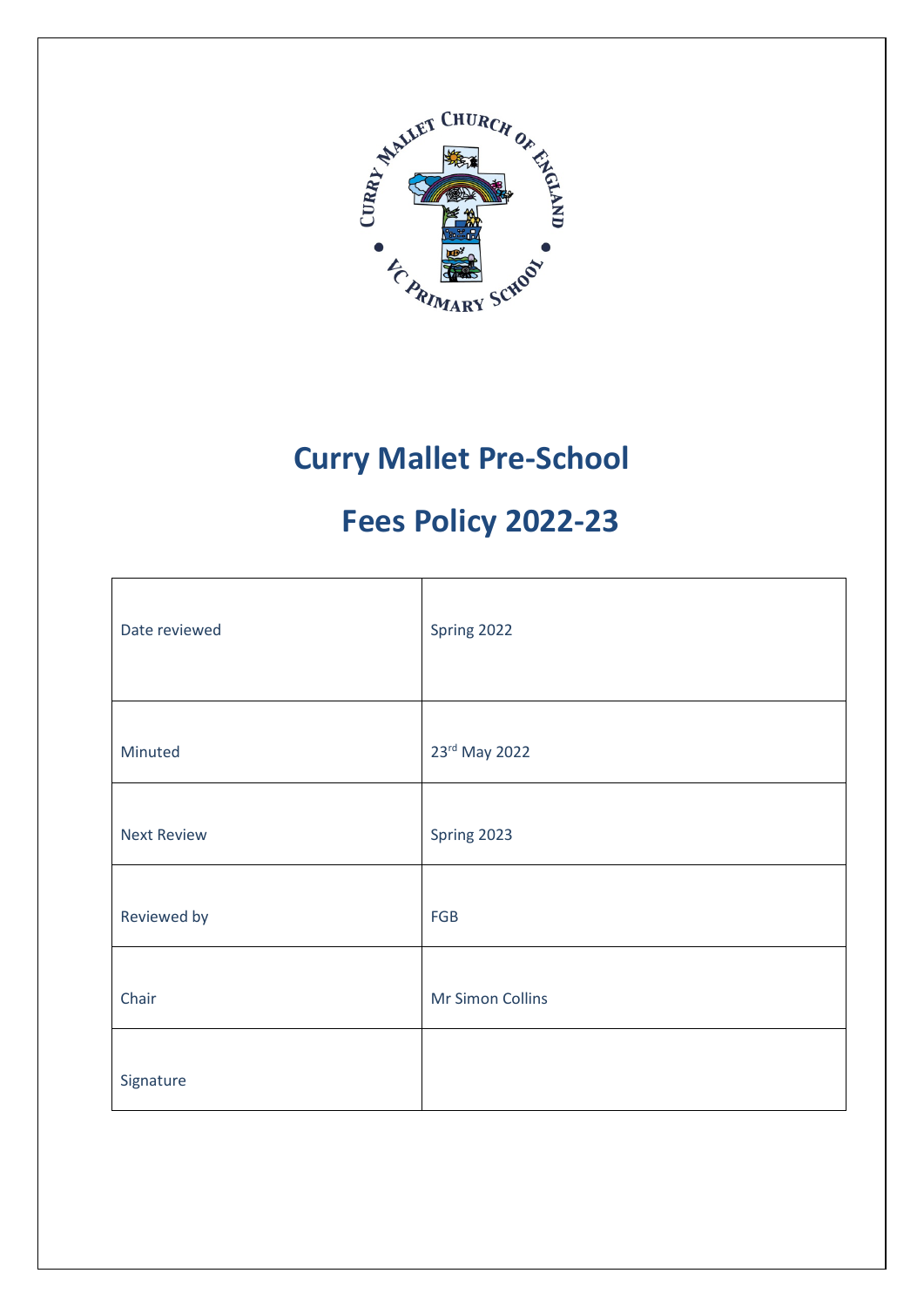# Curry Mallet Pre-School

# Fees Policy 2022-23

| | |
|---|---|
| Date reviewed | Spring 2022 |
| Minuted | 23rd May 2022 |
| Next Review | Spring 2023 |
| Reviewed by | FGB |
| Chair | Mr Simon Collins |
| Signature | |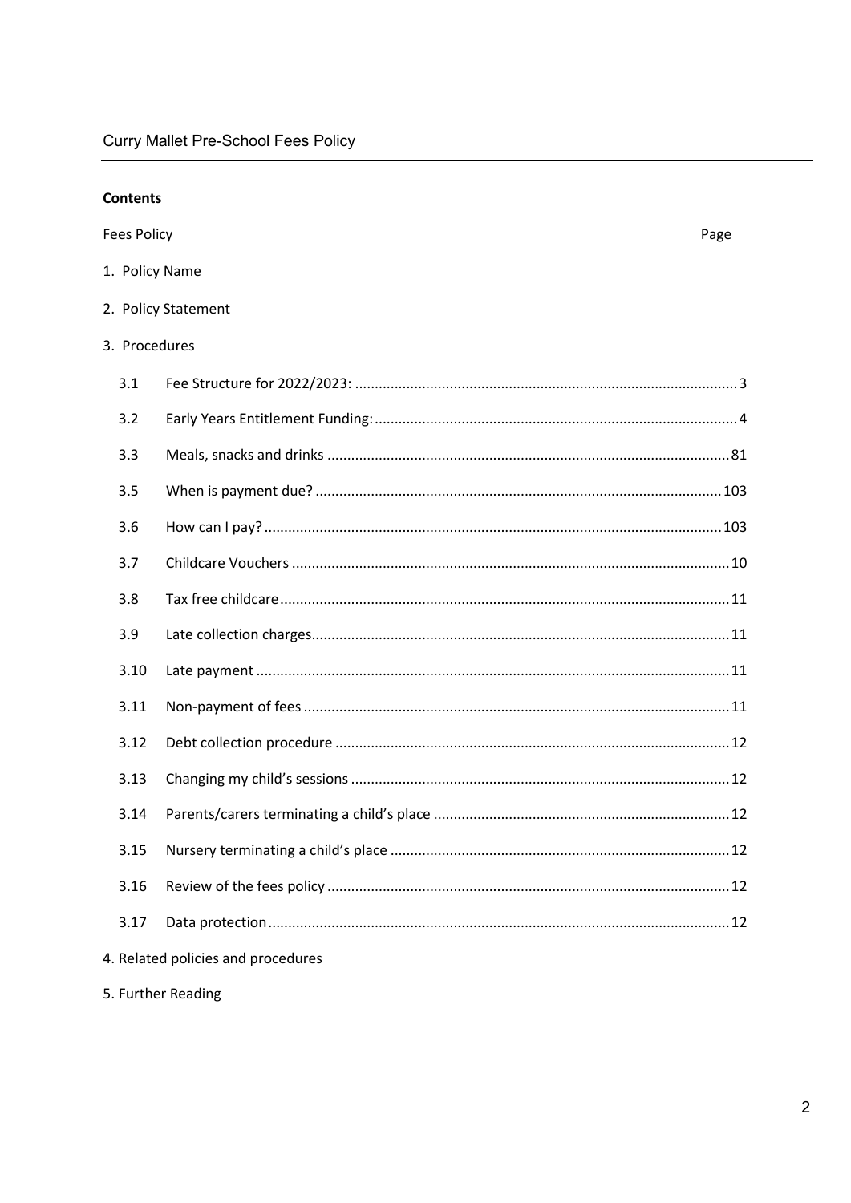Curry Mallet Pre-School Fees Policy

**Contents**

Fees Policy — Page

1. Policy Name
2. Policy Statement
3. Procedures

| | | |
|---|---|---|
| 3.1 | Fee Structure for 2022/2023: | 3 |
| 3.2 | Early Years Entitlement Funding: | 4 |
| 3.3 | Meals, snacks and drinks | 81 |
| 3.5 | When is payment due? | 103 |
| 3.6 | How can I pay? | 103 |
| 3.7 | Childcare Vouchers | 10 |
| 3.8 | Tax free childcare | 11 |
| 3.9 | Late collection charges | 11 |
| 3.10 | Late payment | 11 |
| 3.11 | Non-payment of fees | 11 |
| 3.12 | Debt collection procedure | 12 |
| 3.13 | Changing my child's sessions | 12 |
| 3.14 | Parents/carers terminating a child's place | 12 |
| 3.15 | Nursery terminating a child's place | 12 |
| 3.16 | Review of the fees policy | 12 |
| 3.17 | Data protection | 12 |

4. Related policies and procedures
5. Further Reading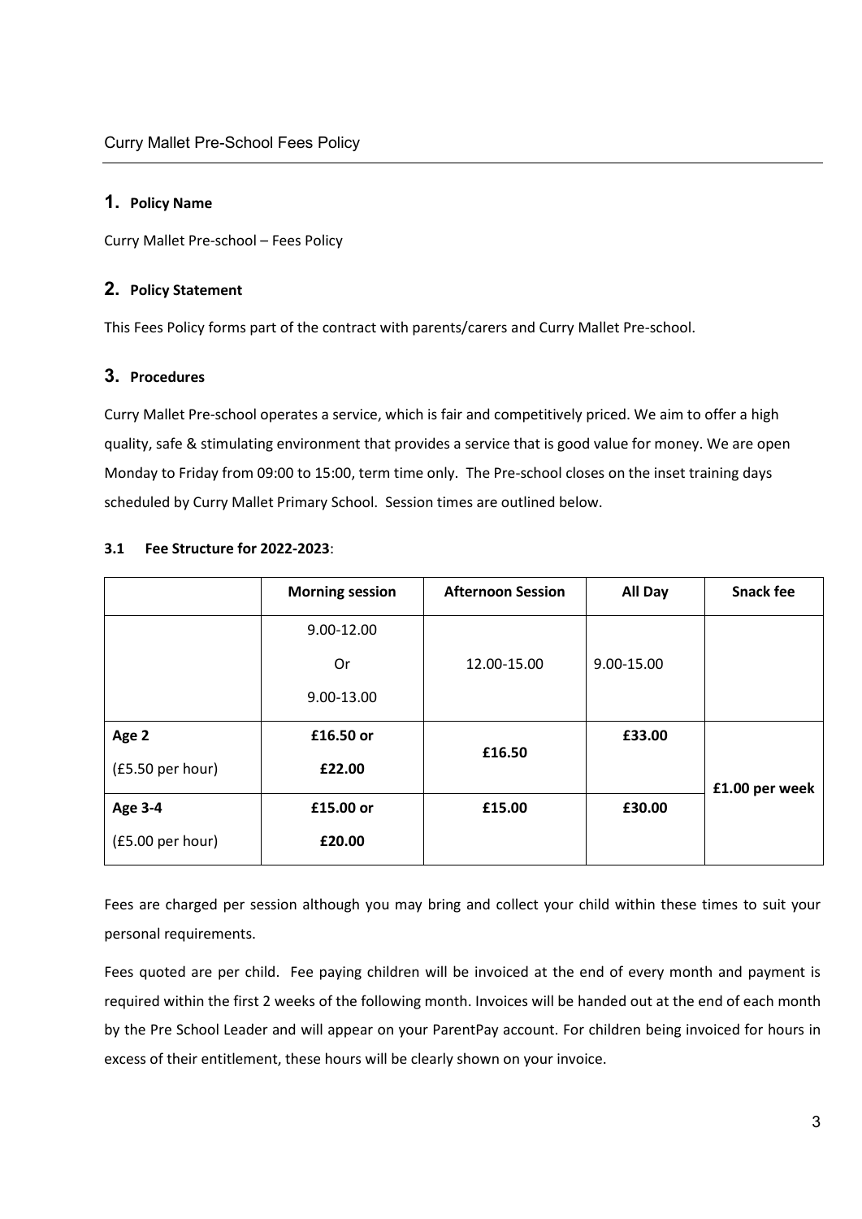# 1. Policy Name

Curry Mallet Pre-school – Fees Policy

# 2. Policy Statement

This Fees Policy forms part of the contract with parents/carers and Curry Mallet Pre-school.

# 3. Procedures

Curry Mallet Pre-school operates a service, which is fair and competitively priced. We aim to offer a high quality, safe & stimulating environment that provides a service that is good value for money. We are open Monday to Friday from 09:00 to 15:00, term time only. The Pre-school closes on the inset training days scheduled by Curry Mallet Primary School. Session times are outlined below.

### 3.1 Fee Structure for 2022-2023:

| | Morning session | Afternoon Session | All Day | Snack fee |
|---|---|---|---|---|
| | 9.00-12.00 Or 9.00-13.00 | 12.00-15.00 | 9.00-15.00 | |
| **Age 2** (£5.50 per hour) | **£16.50 or £22.00** | **£16.50** | **£33.00** | **£1.00 per week** |
| **Age 3-4** (£5.00 per hour) | **£15.00 or £20.00** | **£15.00** | **£30.00** | |

Fees are charged per session although you may bring and collect your child within these times to suit your personal requirements.

Fees quoted are per child. Fee paying children will be invoiced at the end of every month and payment is required within the first 2 weeks of the following month. Invoices will be handed out at the end of each month by the Pre School Leader and will appear on your ParentPay account. For children being invoiced for hours in excess of their entitlement, these hours will be clearly shown on your invoice.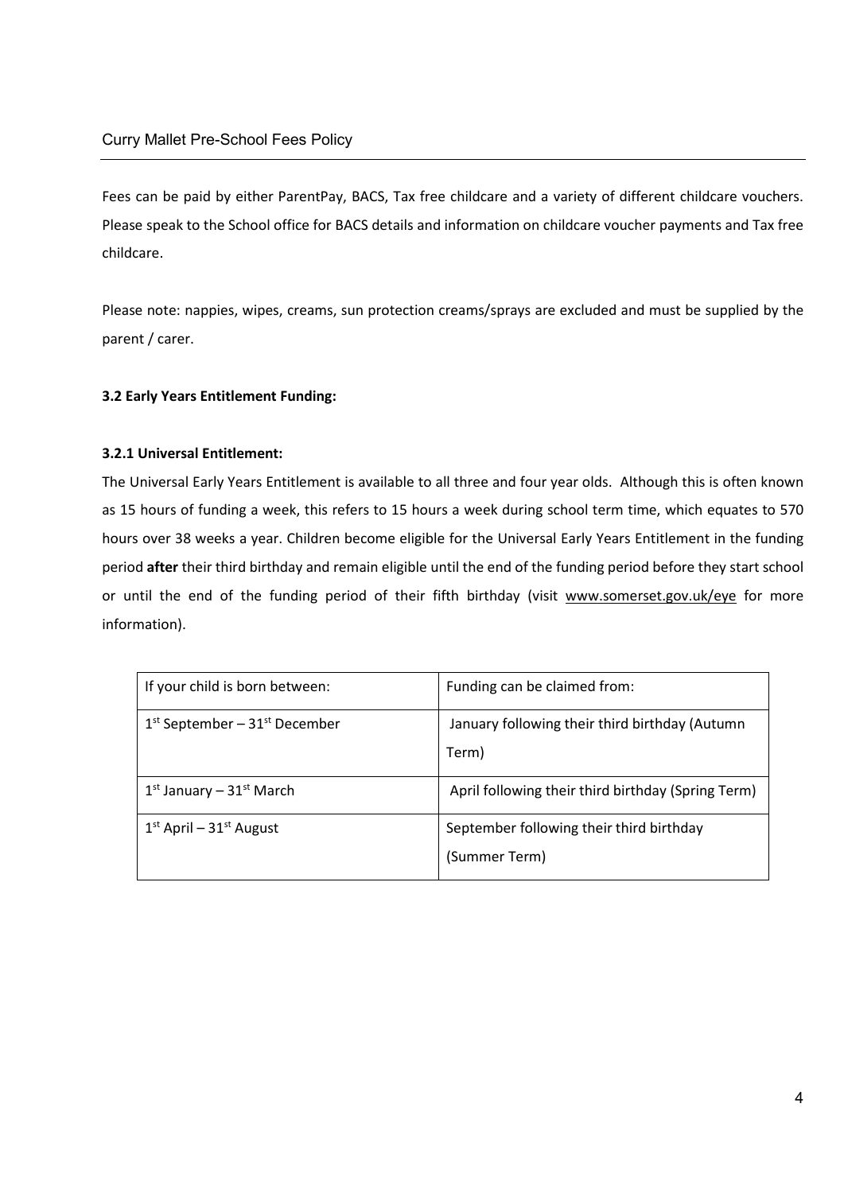Fees can be paid by either ParentPay, BACS, Tax free childcare and a variety of different childcare vouchers. Please speak to the School office for BACS details and information on childcare voucher payments and Tax free childcare.

Please note: nappies, wipes, creams, sun protection creams/sprays are excluded and must be supplied by the parent / carer.

### 3.2 Early Years Entitlement Funding:

#### 3.2.1 Universal Entitlement:

The Universal Early Years Entitlement is available to all three and four year olds. Although this is often known as 15 hours of funding a week, this refers to 15 hours a week during school term time, which equates to 570 hours over 38 weeks a year. Children become eligible for the Universal Early Years Entitlement in the funding period **after** their third birthday and remain eligible until the end of the funding period before they start school or until the end of the funding period of their fifth birthday (visit www.somerset.gov.uk/eye for more information).

| If your child is born between: | Funding can be claimed from: |
| --- | --- |
| 1st September – 31st December | January following their third birthday (Autumn Term) |
| 1st January – 31st March | April following their third birthday (Spring Term) |
| 1st April – 31st August | September following their third birthday (Summer Term) |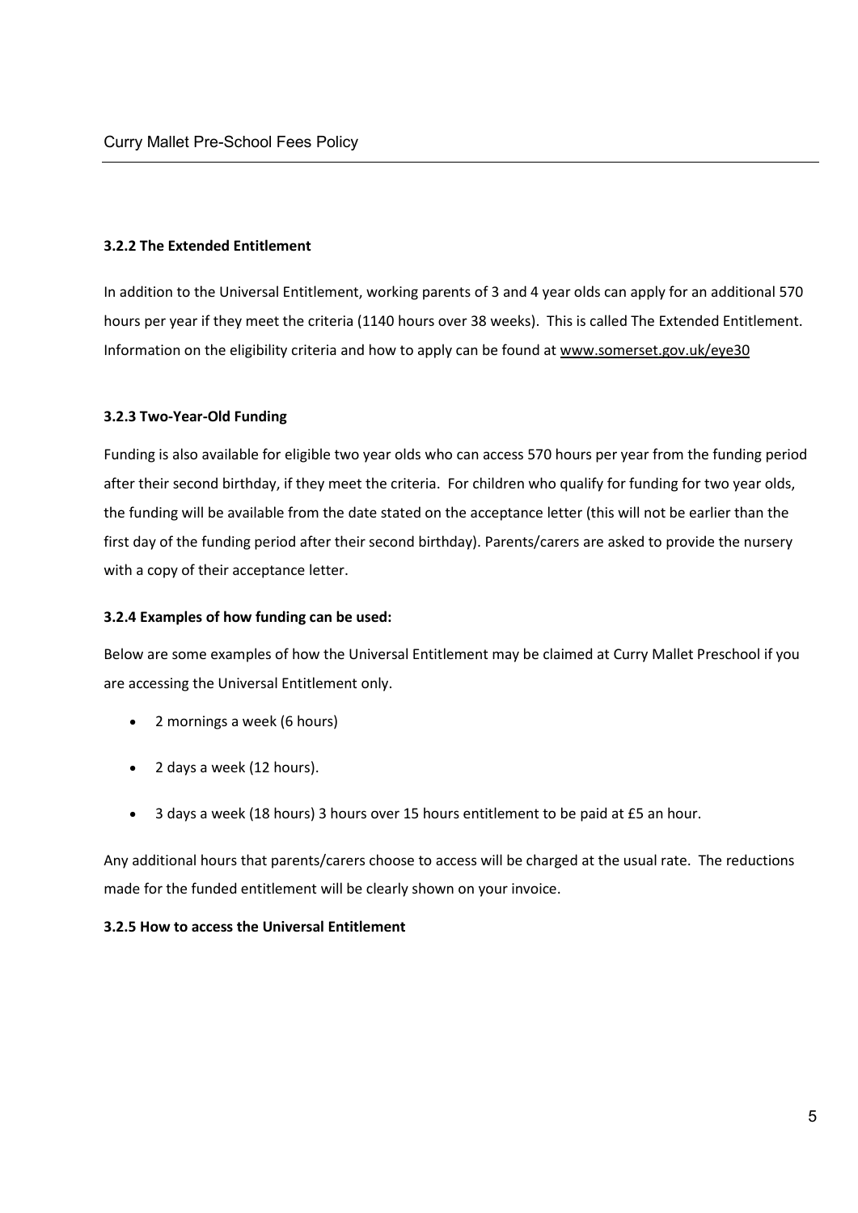### 3.2.2 The Extended Entitlement

In addition to the Universal Entitlement, working parents of 3 and 4 year olds can apply for an additional 570 hours per year if they meet the criteria (1140 hours over 38 weeks). This is called The Extended Entitlement. Information on the eligibility criteria and how to apply can be found at www.somerset.gov.uk/eye30

### 3.2.3 Two-Year-Old Funding

Funding is also available for eligible two year olds who can access 570 hours per year from the funding period after their second birthday, if they meet the criteria. For children who qualify for funding for two year olds, the funding will be available from the date stated on the acceptance letter (this will not be earlier than the first day of the funding period after their second birthday). Parents/carers are asked to provide the nursery with a copy of their acceptance letter.

### 3.2.4 Examples of how funding can be used:

Below are some examples of how the Universal Entitlement may be claimed at Curry Mallet Preschool if you are accessing the Universal Entitlement only.

- 2 mornings a week (6 hours)
- 2 days a week (12 hours).
- 3 days a week (18 hours) 3 hours over 15 hours entitlement to be paid at £5 an hour.

Any additional hours that parents/carers choose to access will be charged at the usual rate. The reductions made for the funded entitlement will be clearly shown on your invoice.

### 3.2.5 How to access the Universal Entitlement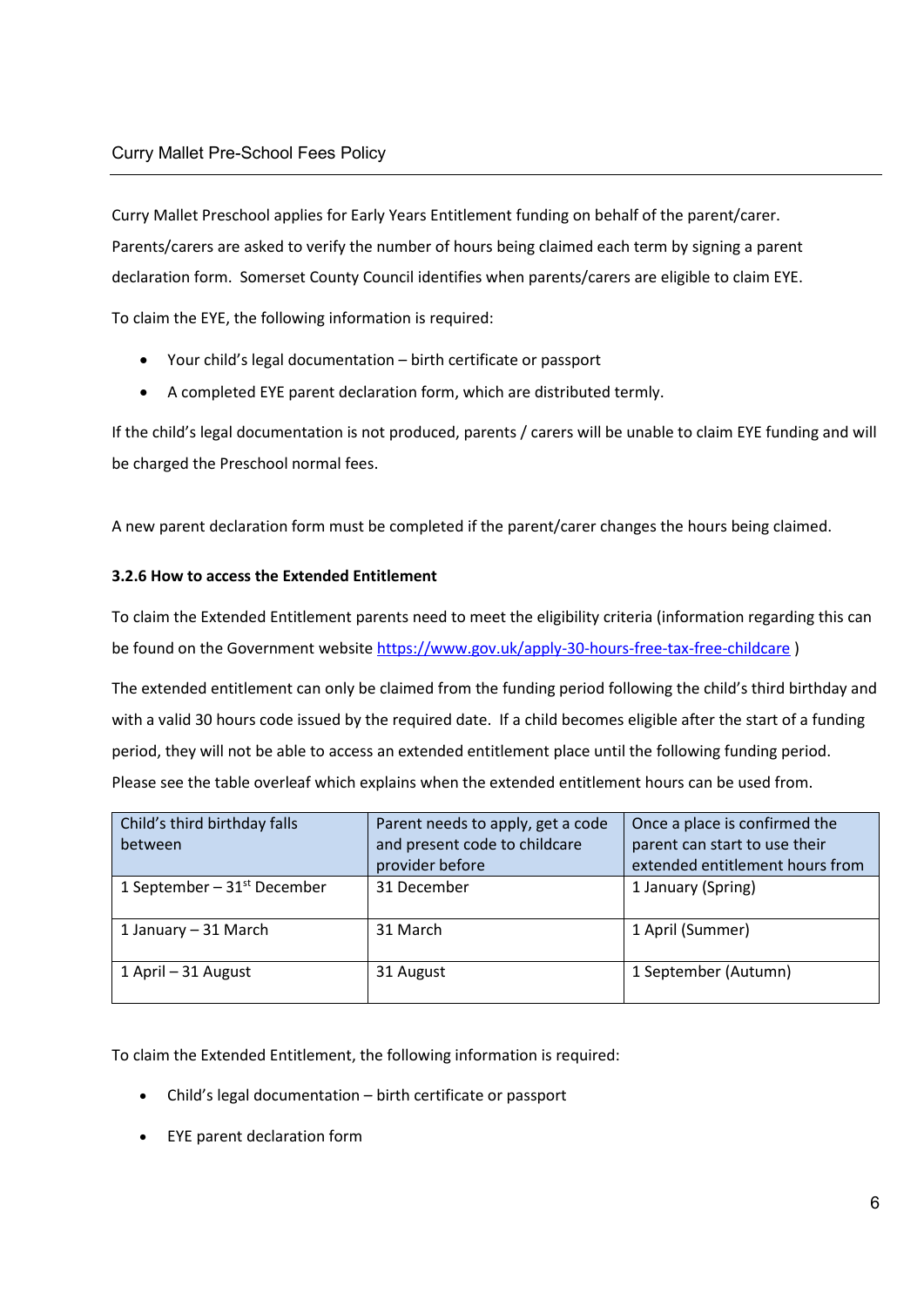Curry Mallet Preschool applies for Early Years Entitlement funding on behalf of the parent/carer. Parents/carers are asked to verify the number of hours being claimed each term by signing a parent declaration form. Somerset County Council identifies when parents/carers are eligible to claim EYE.

To claim the EYE, the following information is required:

- Your child's legal documentation – birth certificate or passport
- A completed EYE parent declaration form, which are distributed termly.

If the child's legal documentation is not produced, parents / carers will be unable to claim EYE funding and will be charged the Preschool normal fees.

A new parent declaration form must be completed if the parent/carer changes the hours being claimed.

#### 3.2.6 How to access the Extended Entitlement

To claim the Extended Entitlement parents need to meet the eligibility criteria (information regarding this can be found on the Government website [https://www.gov.uk/apply-30-hours-free-tax-free-childcare](https://www.gov.uk/apply-30-hours-free-tax-free-childcare) )

The extended entitlement can only be claimed from the funding period following the child's third birthday and with a valid 30 hours code issued by the required date. If a child becomes eligible after the start of a funding period, they will not be able to access an extended entitlement place until the following funding period. Please see the table overleaf which explains when the extended entitlement hours can be used from.

| Child's third birthday falls between | Parent needs to apply, get a code and present code to childcare provider before | Once a place is confirmed the parent can start to use their extended entitlement hours from |
|---|---|---|
| 1 September – 31st December | 31 December | 1 January (Spring) |
| 1 January – 31 March | 31 March | 1 April (Summer) |
| 1 April – 31 August | 31 August | 1 September (Autumn) |

To claim the Extended Entitlement, the following information is required:

- Child's legal documentation – birth certificate or passport
- EYE parent declaration form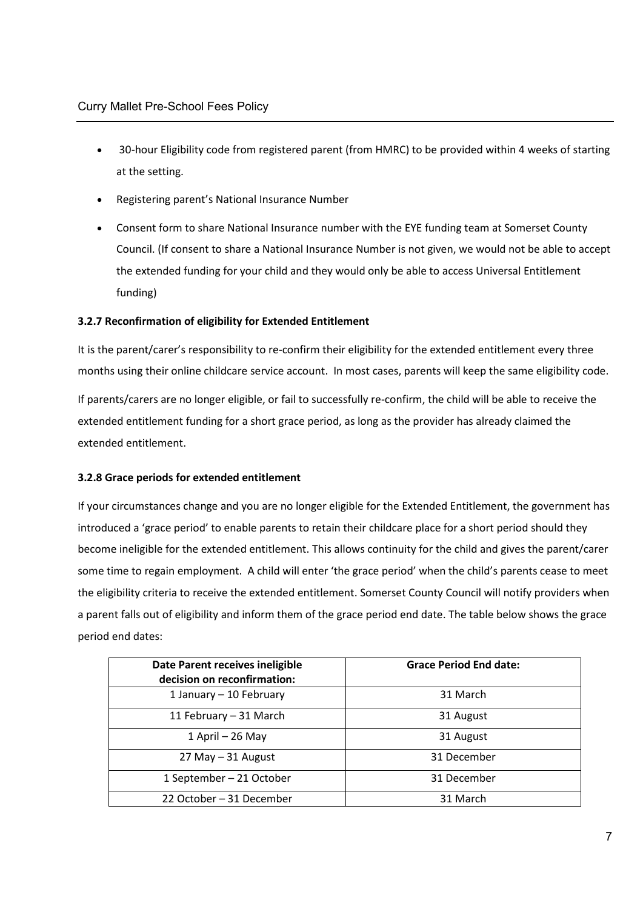- 30-hour Eligibility code from registered parent (from HMRC) to be provided within 4 weeks of starting at the setting.
- Registering parent's National Insurance Number
- Consent form to share National Insurance number with the EYE funding team at Somerset County Council. (If consent to share a National Insurance Number is not given, we would not be able to accept the extended funding for your child and they would only be able to access Universal Entitlement funding)

**3.2.7 Reconfirmation of eligibility for Extended Entitlement**

It is the parent/carer's responsibility to re-confirm their eligibility for the extended entitlement every three months using their online childcare service account. In most cases, parents will keep the same eligibility code.

If parents/carers are no longer eligible, or fail to successfully re-confirm, the child will be able to receive the extended entitlement funding for a short grace period, as long as the provider has already claimed the extended entitlement.

**3.2.8 Grace periods for extended entitlement**

If your circumstances change and you are no longer eligible for the Extended Entitlement, the government has introduced a 'grace period' to enable parents to retain their childcare place for a short period should they become ineligible for the extended entitlement. This allows continuity for the child and gives the parent/carer some time to regain employment. A child will enter 'the grace period' when the child's parents cease to meet the eligibility criteria to receive the extended entitlement. Somerset County Council will notify providers when a parent falls out of eligibility and inform them of the grace period end date. The table below shows the grace period end dates:

| Date Parent receives ineligible decision on reconfirmation: | Grace Period End date: |
|---|---|
| 1 January – 10 February | 31 March |
| 11 February – 31 March | 31 August |
| 1 April – 26 May | 31 August |
| 27 May – 31 August | 31 December |
| 1 September – 21 October | 31 December |
| 22 October – 31 December | 31 March |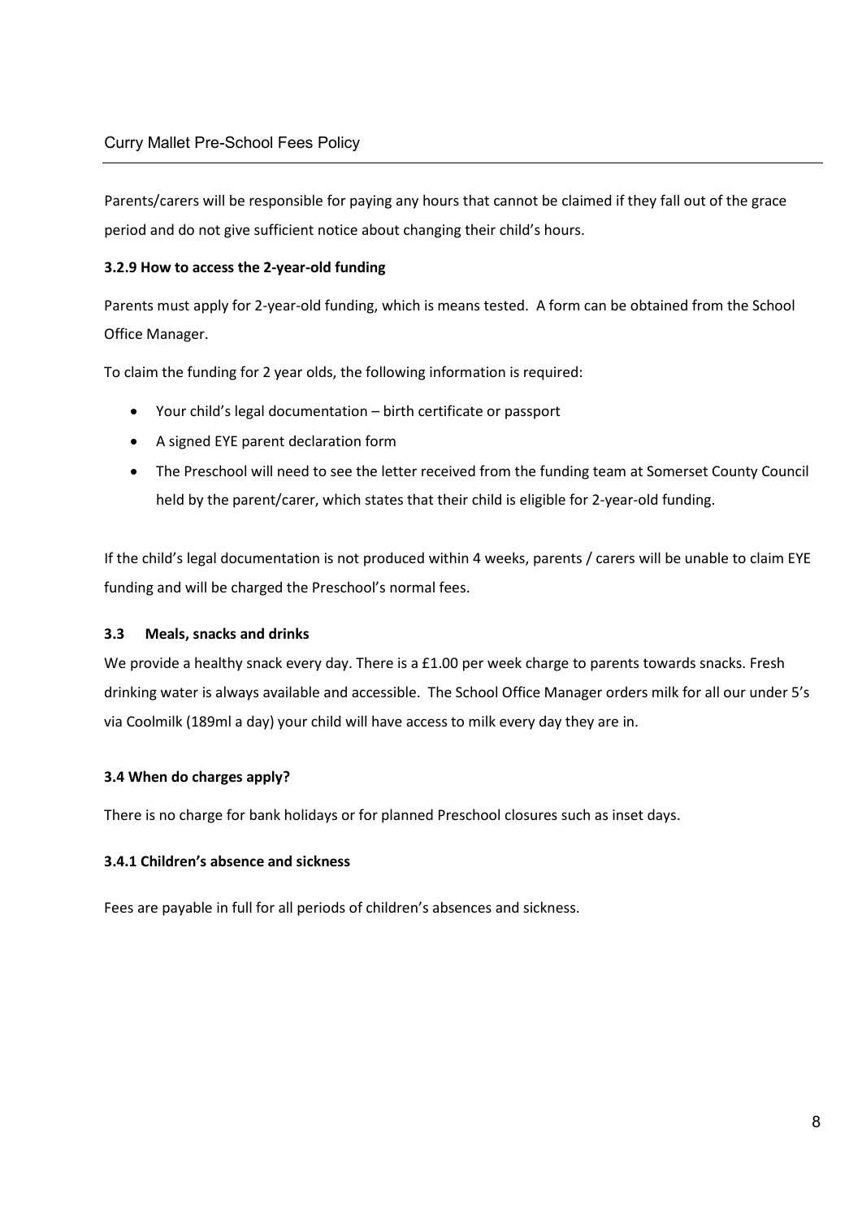Parents/carers will be responsible for paying any hours that cannot be claimed if they fall out of the grace period and do not give sufficient notice about changing their child's hours.

#### 3.2.9 How to access the 2-year-old funding

Parents must apply for 2-year-old funding, which is means tested. A form can be obtained from the School Office Manager.

To claim the funding for 2 year olds, the following information is required:

- Your child's legal documentation – birth certificate or passport
- A signed EYE parent declaration form
- The Preschool will need to see the letter received from the funding team at Somerset County Council held by the parent/carer, which states that their child is eligible for 2-year-old funding.

If the child's legal documentation is not produced within 4 weeks, parents / carers will be unable to claim EYE funding and will be charged the Preschool's normal fees.

### 3.3 Meals, snacks and drinks

We provide a healthy snack every day. There is a £1.00 per week charge to parents towards snacks. Fresh drinking water is always available and accessible. The School Office Manager orders milk for all our under 5's via Coolmilk (189ml a day) your child will have access to milk every day they are in.

### 3.4 When do charges apply?

There is no charge for bank holidays or for planned Preschool closures such as inset days.

#### 3.4.1 Children's absence and sickness

Fees are payable in full for all periods of children's absences and sickness.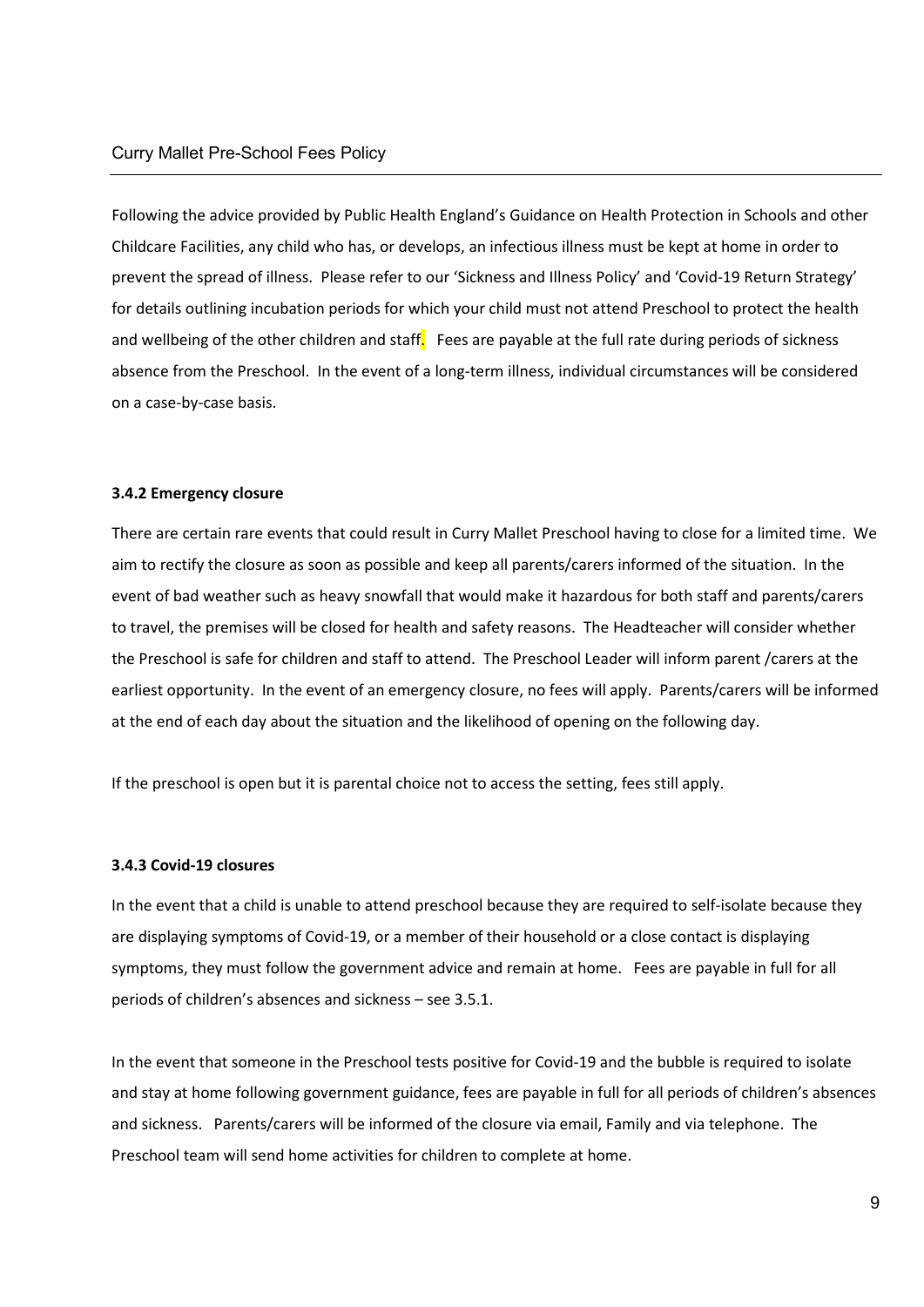Following the advice provided by Public Health England's Guidance on Health Protection in Schools and other Childcare Facilities, any child who has, or develops, an infectious illness must be kept at home in order to prevent the spread of illness. Please refer to our 'Sickness and Illness Policy' and 'Covid-19 Return Strategy' for details outlining incubation periods for which your child must not attend Preschool to protect the health and wellbeing of the other children and staff. Fees are payable at the full rate during periods of sickness absence from the Preschool. In the event of a long-term illness, individual circumstances will be considered on a case-by-case basis.

**3.4.2 Emergency closure**

There are certain rare events that could result in Curry Mallet Preschool having to close for a limited time. We aim to rectify the closure as soon as possible and keep all parents/carers informed of the situation. In the event of bad weather such as heavy snowfall that would make it hazardous for both staff and parents/carers to travel, the premises will be closed for health and safety reasons. The Headteacher will consider whether the Preschool is safe for children and staff to attend. The Preschool Leader will inform parent /carers at the earliest opportunity. In the event of an emergency closure, no fees will apply. Parents/carers will be informed at the end of each day about the situation and the likelihood of opening on the following day.

If the preschool is open but it is parental choice not to access the setting, fees still apply.

**3.4.3 Covid-19 closures**

In the event that a child is unable to attend preschool because they are required to self-isolate because they are displaying symptoms of Covid-19, or a member of their household or a close contact is displaying symptoms, they must follow the government advice and remain at home. Fees are payable in full for all periods of children's absences and sickness – see 3.5.1.

In the event that someone in the Preschool tests positive for Covid-19 and the bubble is required to isolate and stay at home following government guidance, fees are payable in full for all periods of children's absences and sickness. Parents/carers will be informed of the closure via email, Family and via telephone. The Preschool team will send home activities for children to complete at home.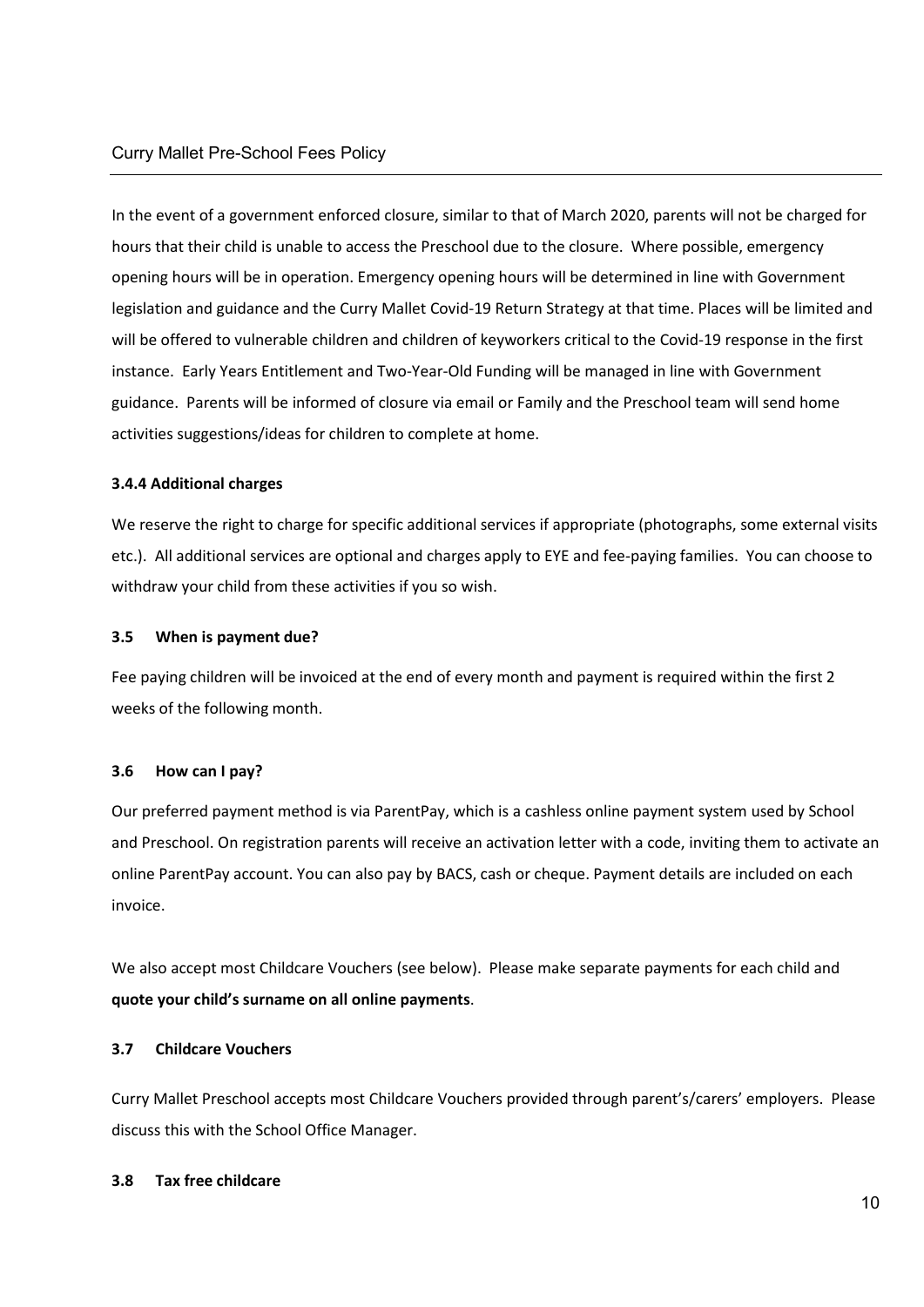In the event of a government enforced closure, similar to that of March 2020, parents will not be charged for hours that their child is unable to access the Preschool due to the closure. Where possible, emergency opening hours will be in operation. Emergency opening hours will be determined in line with Government legislation and guidance and the Curry Mallet Covid-19 Return Strategy at that time. Places will be limited and will be offered to vulnerable children and children of keyworkers critical to the Covid-19 response in the first instance. Early Years Entitlement and Two-Year-Old Funding will be managed in line with Government guidance. Parents will be informed of closure via email or Family and the Preschool team will send home activities suggestions/ideas for children to complete at home.

#### 3.4.4 Additional charges

We reserve the right to charge for specific additional services if appropriate (photographs, some external visits etc.). All additional services are optional and charges apply to EYE and fee-paying families. You can choose to withdraw your child from these activities if you so wish.

### 3.5 When is payment due?

Fee paying children will be invoiced at the end of every month and payment is required within the first 2 weeks of the following month.

### 3.6 How can I pay?

Our preferred payment method is via ParentPay, which is a cashless online payment system used by School and Preschool. On registration parents will receive an activation letter with a code, inviting them to activate an online ParentPay account. You can also pay by BACS, cash or cheque. Payment details are included on each invoice.

We also accept most Childcare Vouchers (see below). Please make separate payments for each child and **quote your child's surname on all online payments**.

### 3.7 Childcare Vouchers

Curry Mallet Preschool accepts most Childcare Vouchers provided through parent's/carers' employers. Please discuss this with the School Office Manager.

### 3.8 Tax free childcare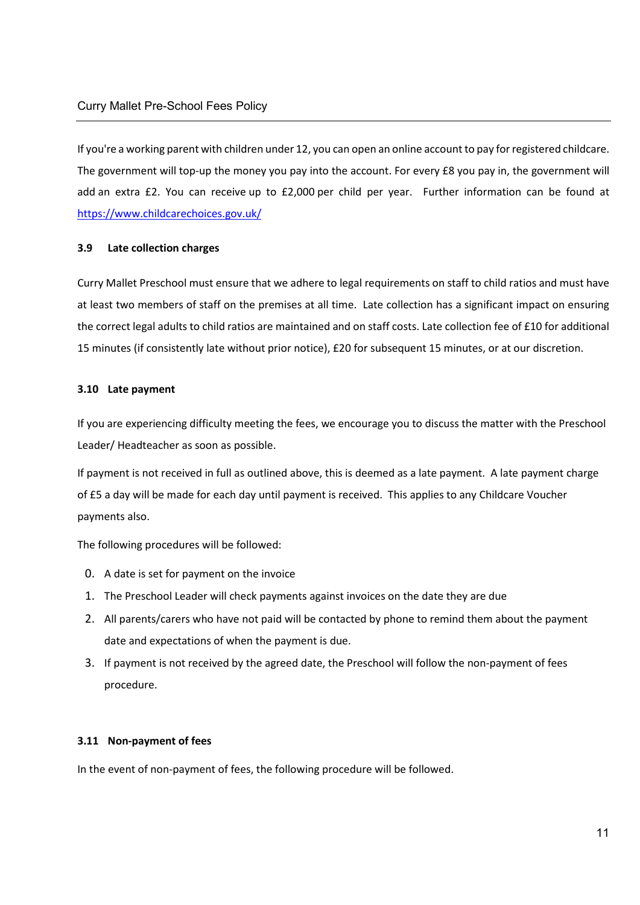If you're a working parent with children under 12, you can open an online account to pay for registered childcare. The government will top-up the money you pay into the account. For every £8 you pay in, the government will add an extra £2. You can receive up to £2,000 per child per year. Further information can be found at https://www.childcarechoices.gov.uk/

### 3.9 Late collection charges

Curry Mallet Preschool must ensure that we adhere to legal requirements on staff to child ratios and must have at least two members of staff on the premises at all time. Late collection has a significant impact on ensuring the correct legal adults to child ratios are maintained and on staff costs. Late collection fee of £10 for additional 15 minutes (if consistently late without prior notice), £20 for subsequent 15 minutes, or at our discretion.

### 3.10 Late payment

If you are experiencing difficulty meeting the fees, we encourage you to discuss the matter with the Preschool Leader/ Headteacher as soon as possible.

If payment is not received in full as outlined above, this is deemed as a late payment. A late payment charge of £5 a day will be made for each day until payment is received. This applies to any Childcare Voucher payments also.

The following procedures will be followed:

0. A date is set for payment on the invoice
1. The Preschool Leader will check payments against invoices on the date they are due
2. All parents/carers who have not paid will be contacted by phone to remind them about the payment date and expectations of when the payment is due.
3. If payment is not received by the agreed date, the Preschool will follow the non-payment of fees procedure.

### 3.11 Non-payment of fees

In the event of non-payment of fees, the following procedure will be followed.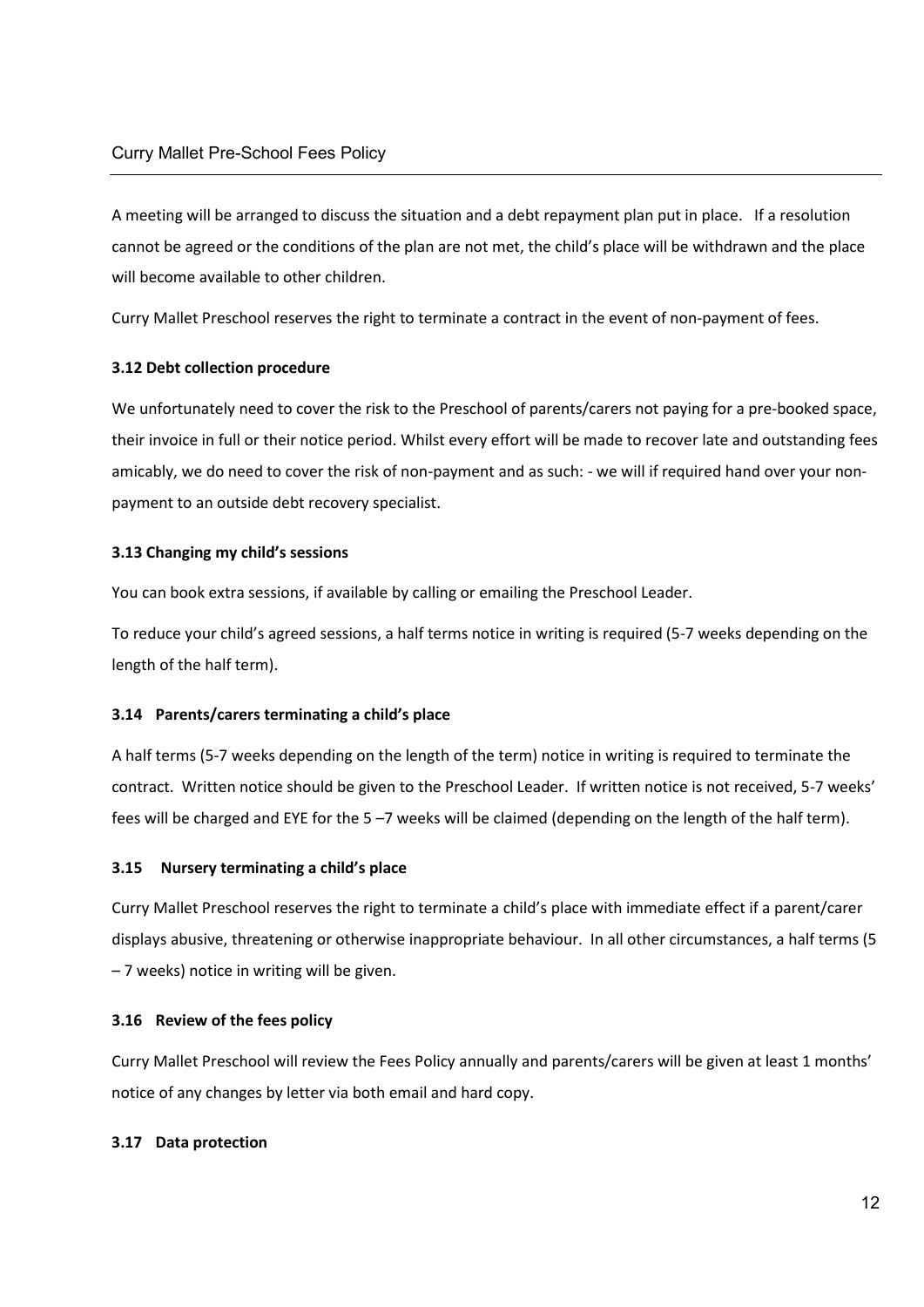A meeting will be arranged to discuss the situation and a debt repayment plan put in place. If a resolution cannot be agreed or the conditions of the plan are not met, the child's place will be withdrawn and the place will become available to other children.

Curry Mallet Preschool reserves the right to terminate a contract in the event of non-payment of fees.

**3.12 Debt collection procedure**

We unfortunately need to cover the risk to the Preschool of parents/carers not paying for a pre-booked space, their invoice in full or their notice period. Whilst every effort will be made to recover late and outstanding fees amicably, we do need to cover the risk of non-payment and as such: - we will if required hand over your non-payment to an outside debt recovery specialist.

**3.13 Changing my child's sessions**

You can book extra sessions, if available by calling or emailing the Preschool Leader.

To reduce your child's agreed sessions, a half terms notice in writing is required (5-7 weeks depending on the length of the half term).

**3.14 Parents/carers terminating a child's place**

A half terms (5-7 weeks depending on the length of the term) notice in writing is required to terminate the contract. Written notice should be given to the Preschool Leader. If written notice is not received, 5-7 weeks' fees will be charged and EYE for the 5 –7 weeks will be claimed (depending on the length of the half term).

**3.15 Nursery terminating a child's place**

Curry Mallet Preschool reserves the right to terminate a child's place with immediate effect if a parent/carer displays abusive, threatening or otherwise inappropriate behaviour. In all other circumstances, a half terms (5 – 7 weeks) notice in writing will be given.

**3.16 Review of the fees policy**

Curry Mallet Preschool will review the Fees Policy annually and parents/carers will be given at least 1 months' notice of any changes by letter via both email and hard copy.

**3.17 Data protection**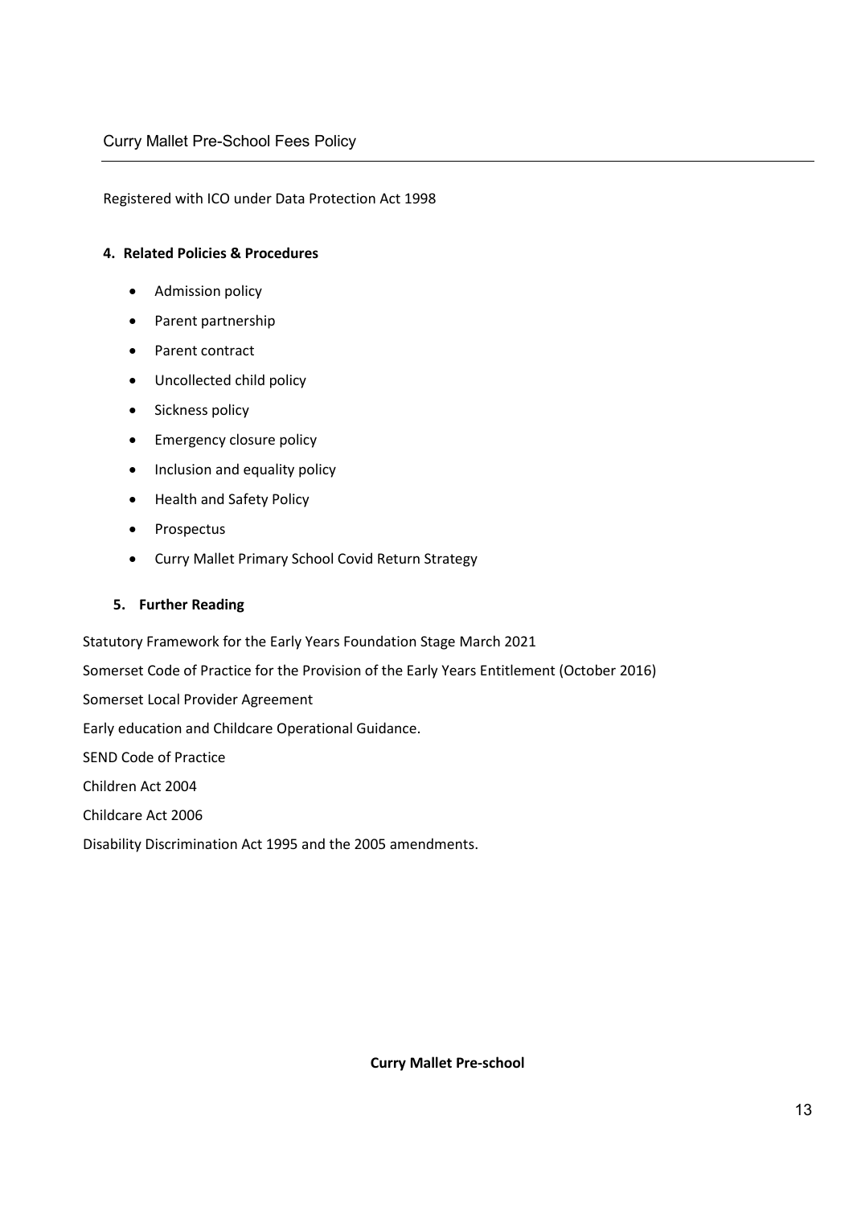Registered with ICO under Data Protection Act 1998

**4. Related Policies & Procedures**

- Admission policy
- Parent partnership
- Parent contract
- Uncollected child policy
- Sickness policy
- Emergency closure policy
- Inclusion and equality policy
- Health and Safety Policy
- Prospectus
- Curry Mallet Primary School Covid Return Strategy

**5. Further Reading**

Statutory Framework for the Early Years Foundation Stage March 2021

Somerset Code of Practice for the Provision of the Early Years Entitlement (October 2016)

Somerset Local Provider Agreement

Early education and Childcare Operational Guidance.

SEND Code of Practice

Children Act 2004

Childcare Act 2006

Disability Discrimination Act 1995 and the 2005 amendments.

**Curry Mallet Pre-school**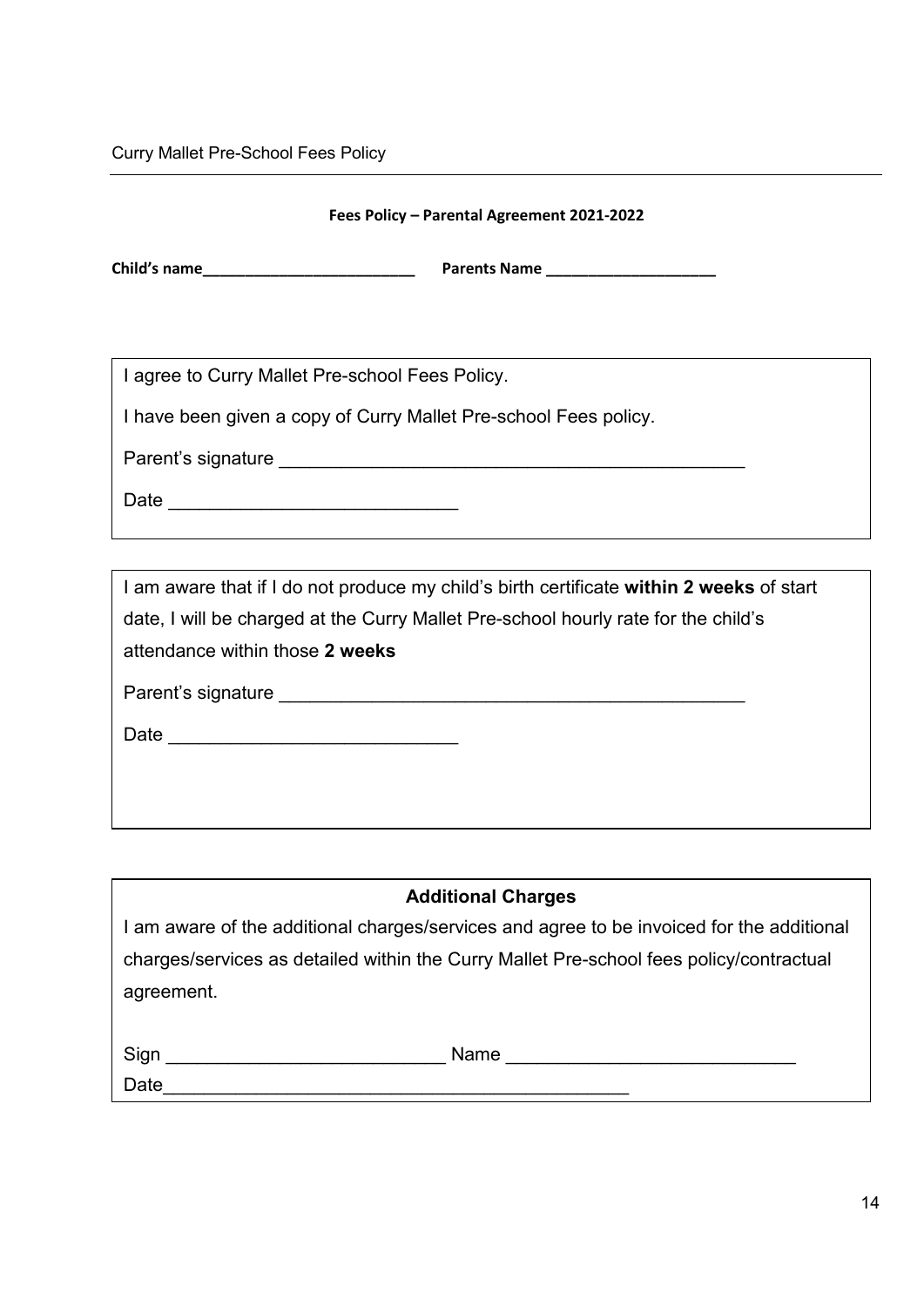Curry Mallet Pre-School Fees Policy

**Fees Policy – Parental Agreement 2021-2022**

**Child's name__________________________ Parents Name ____________________**

I agree to Curry Mallet Pre-school Fees Policy.

I have been given a copy of Curry Mallet Pre-school Fees policy.

Parent's signature ______________________________________________

Date ____________________________

I am aware that if I do not produce my child's birth certificate **within 2 weeks** of start date, I will be charged at the Curry Mallet Pre-school hourly rate for the child's attendance within those **2 weeks**

Parent's signature ______________________________________________

Date ____________________________

**Additional Charges**

I am aware of the additional charges/services and agree to be invoiced for the additional charges/services as detailed within the Curry Mallet Pre-school fees policy/contractual agreement.

Sign ___________________________ Name ____________________________

Date______________________________________________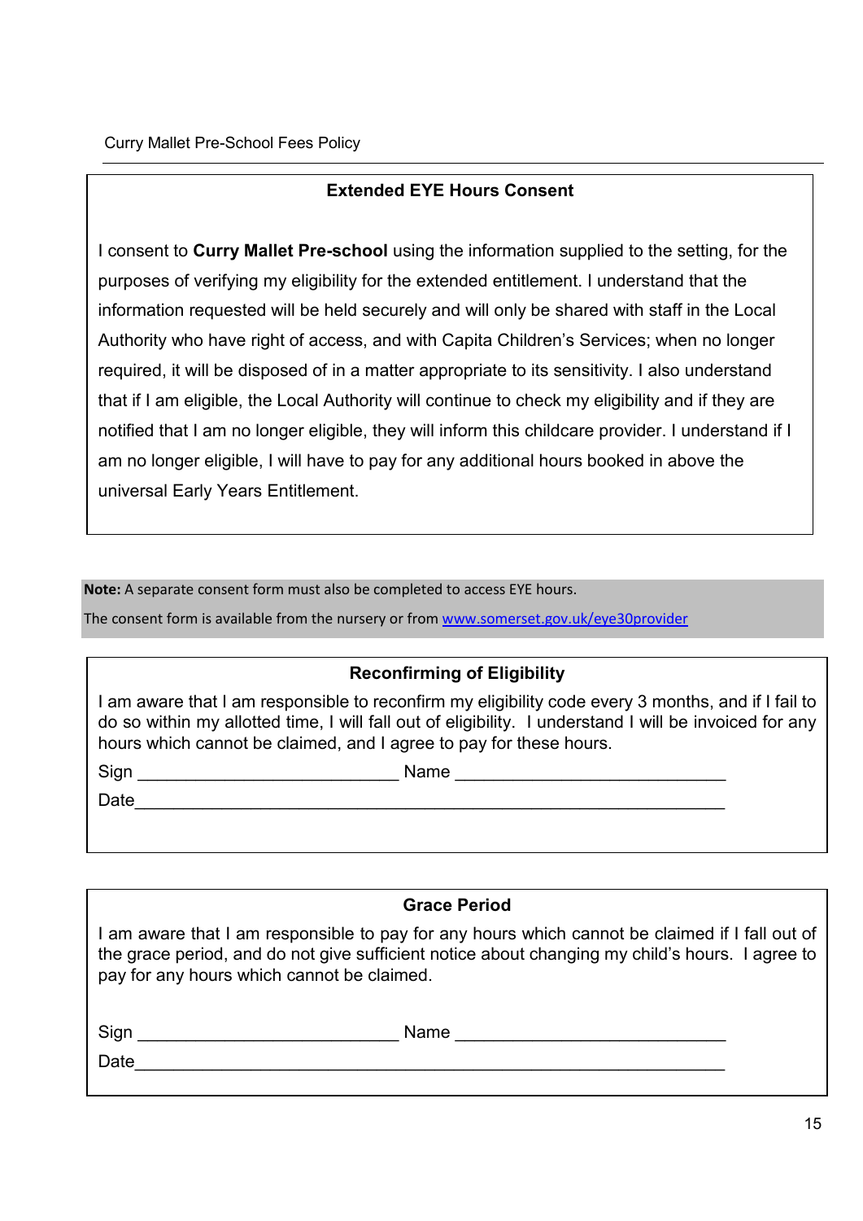### Extended EYE Hours Consent

I consent to **Curry Mallet Pre-school** using the information supplied to the setting, for the purposes of verifying my eligibility for the extended entitlement. I understand that the information requested will be held securely and will only be shared with staff in the Local Authority who have right of access, and with Capita Children's Services; when no longer required, it will be disposed of in a matter appropriate to its sensitivity. I also understand that if I am eligible, the Local Authority will continue to check my eligibility and if they are notified that I am no longer eligible, they will inform this childcare provider. I understand if I am no longer eligible, I will have to pay for any additional hours booked in above the universal Early Years Entitlement.

**Note:** A separate consent form must also be completed to access EYE hours.

The consent form is available from the nursery or from [www.somerset.gov.uk/eye30provider](http://www.somerset.gov.uk/eye30provider)

### Reconfirming of Eligibility

I am aware that I am responsible to reconfirm my eligibility code every 3 months, and if I fail to do so within my allotted time, I will fall out of eligibility. I understand I will be invoiced for any hours which cannot be claimed, and I agree to pay for these hours.

Sign ___________________________ Name ____________________________

Date____________________________________________________________

### Grace Period

I am aware that I am responsible to pay for any hours which cannot be claimed if I fall out of the grace period, and do not give sufficient notice about changing my child's hours. I agree to pay for any hours which cannot be claimed.

Sign ___________________________ Name ____________________________

Date____________________________________________________________